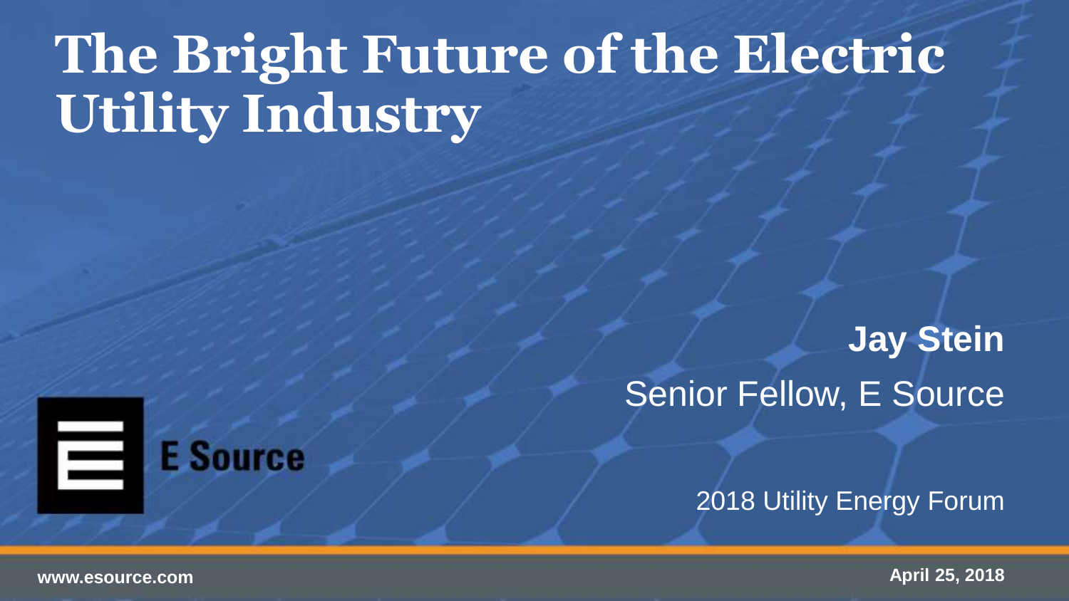# The Bright Future of the Electric Utility Industry

**Jay Stein**

Senior Fellow, E Source

2018 Utility Energy Forum

E Source

www.esource.com

April 25, 2018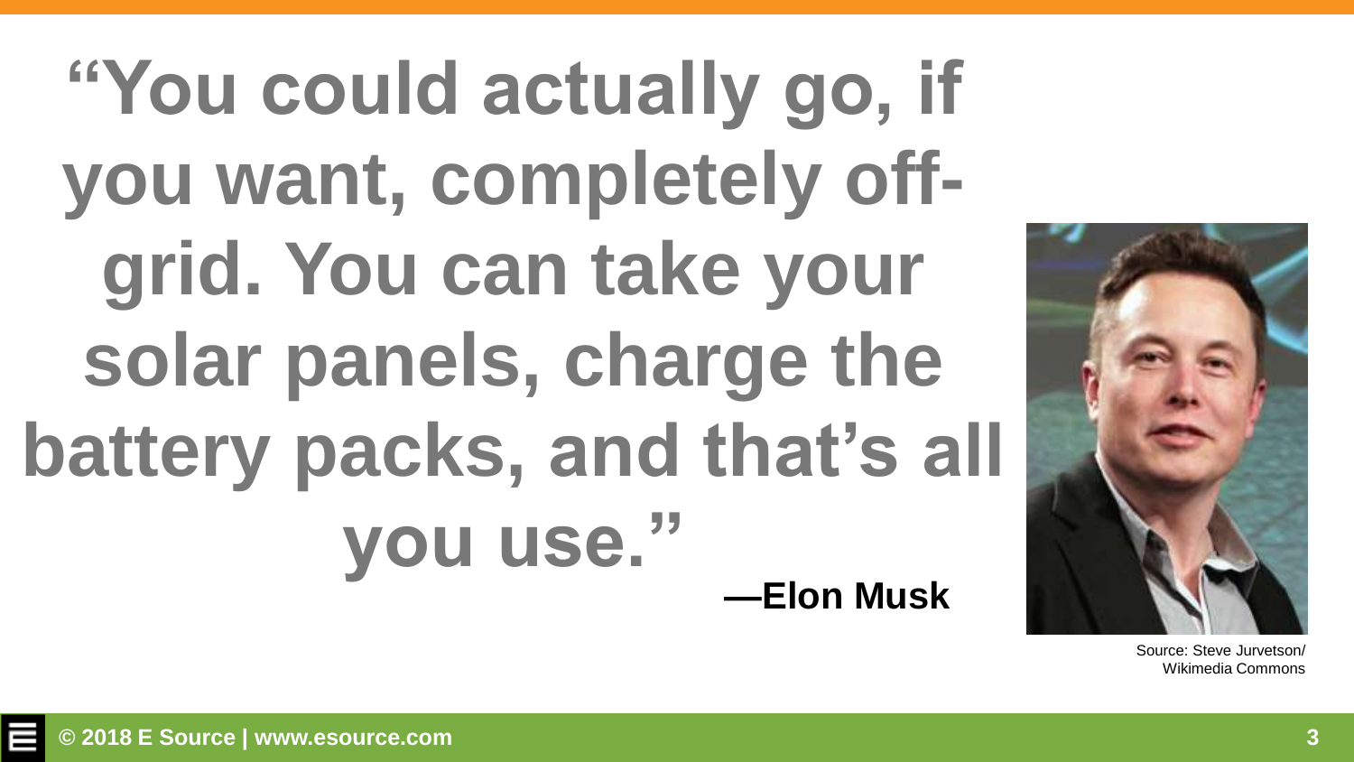# "You could actually go, if you want, completely off-grid. You can take your solar panels, charge the battery packs, and that's all you use."

**—Elon Musk**

Source: Steve Jurvetson/ Wikimedia Commons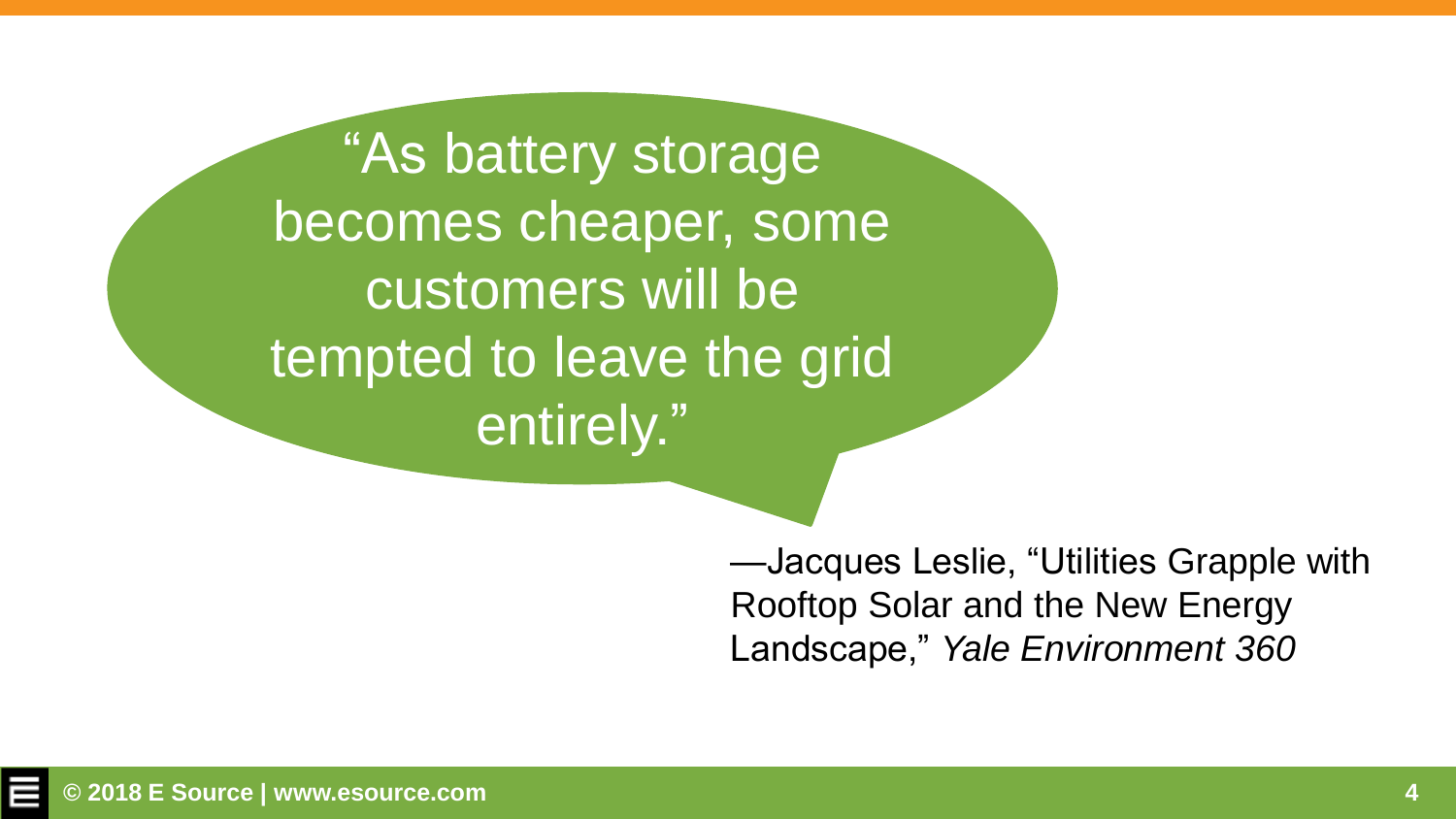> "As battery storage becomes cheaper, some customers will be tempted to leave the grid entirely."

—Jacques Leslie, "Utilities Grapple with Rooftop Solar and the New Energy Landscape," *Yale Environment 360*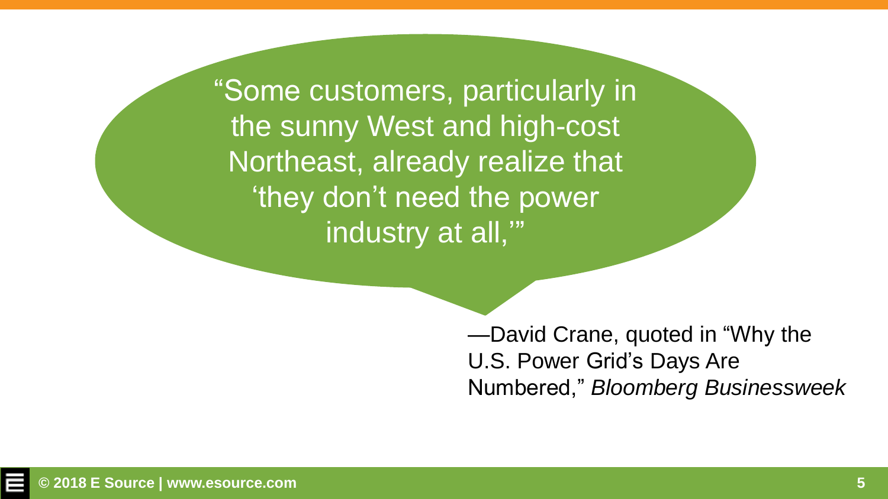> "Some customers, particularly in the sunny West and high-cost Northeast, already realize that 'they don't need the power industry at all,'"

—David Crane, quoted in "Why the U.S. Power Grid's Days Are Numbered," *Bloomberg Businessweek*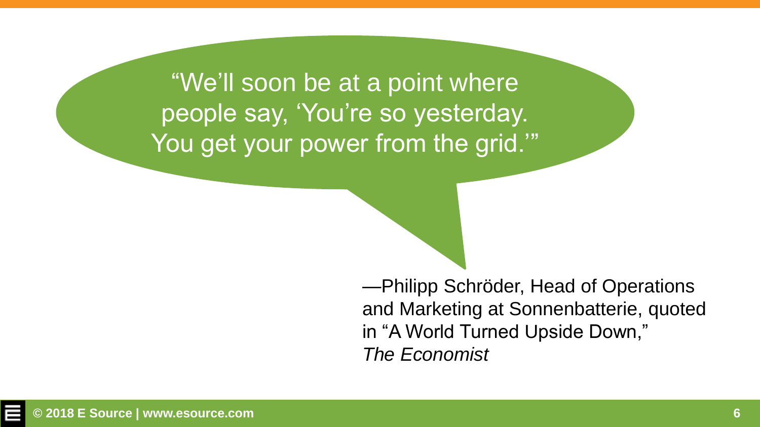"We'll soon be at a point where people say, 'You're so yesterday. You get your power from the grid.'"

—Philipp Schröder, Head of Operations and Marketing at Sonnenbatterie, quoted in "A World Turned Upside Down," *The Economist*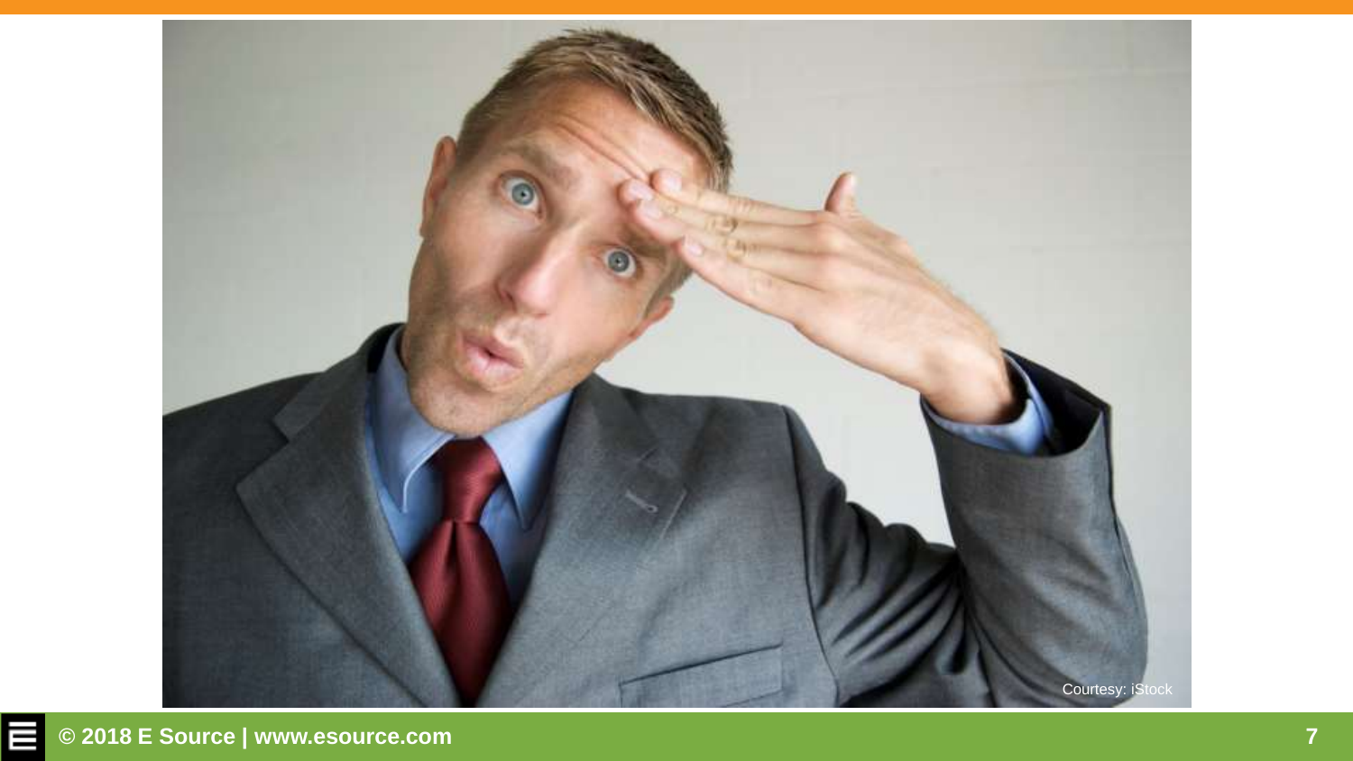Courtesy: iStock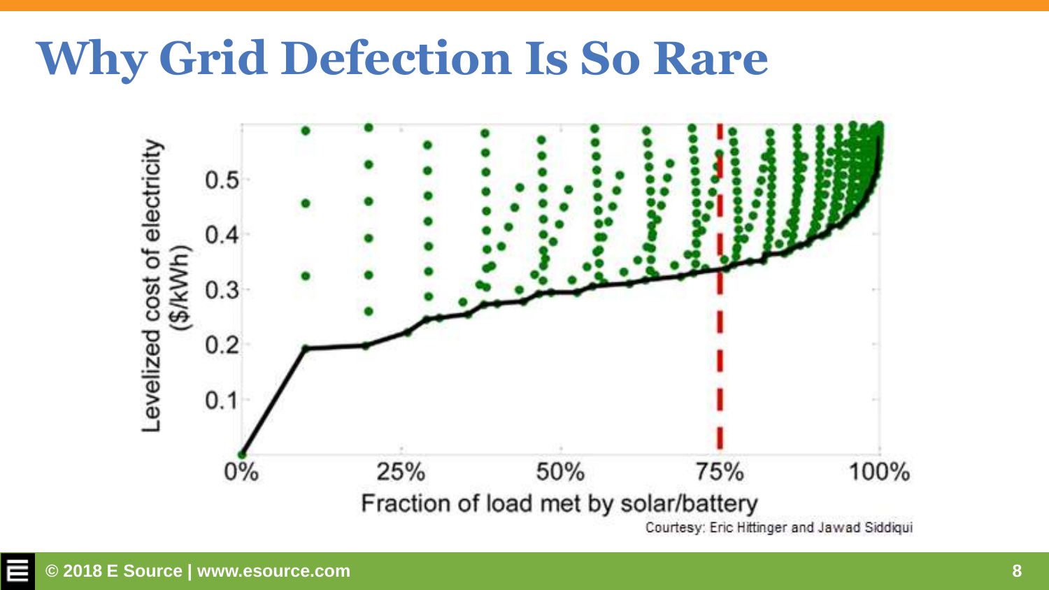# Why Grid Defection Is So Rare

Courtesy: Eric Hittinger and Jawad Siddiqui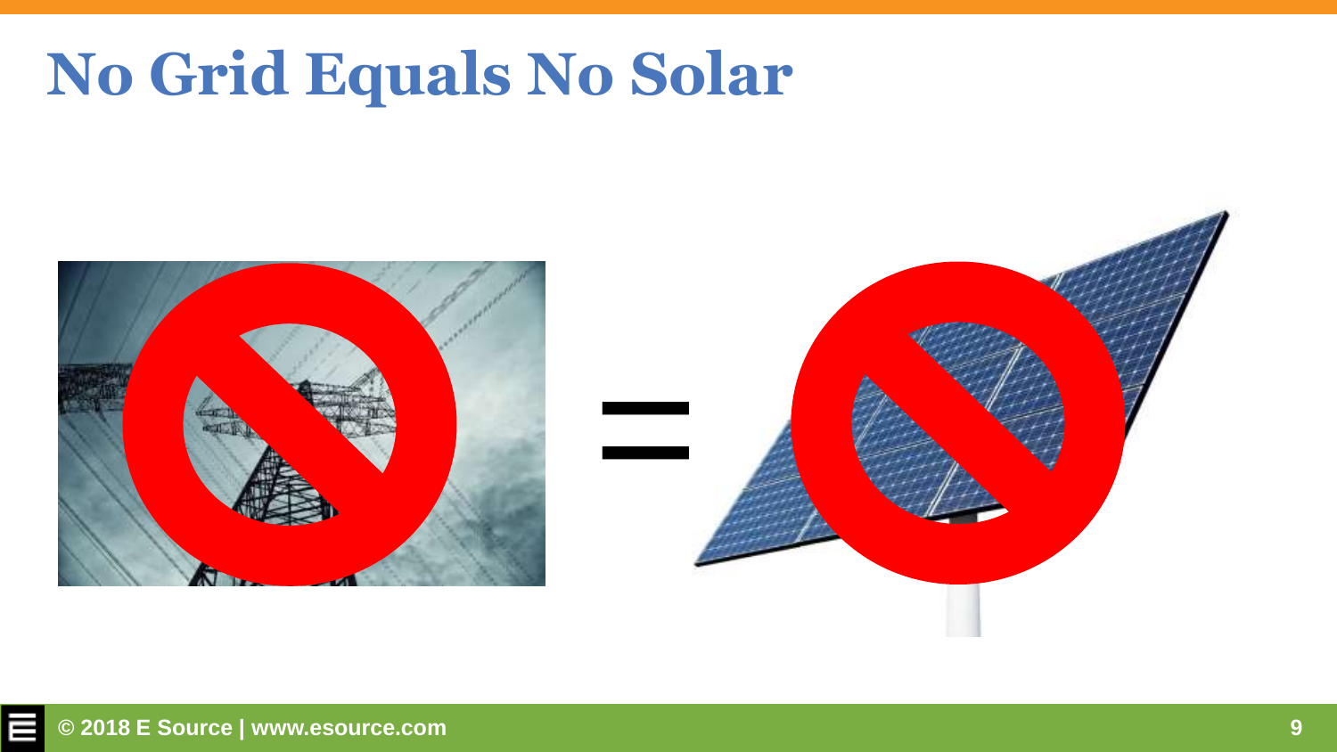# No Grid Equals No Solar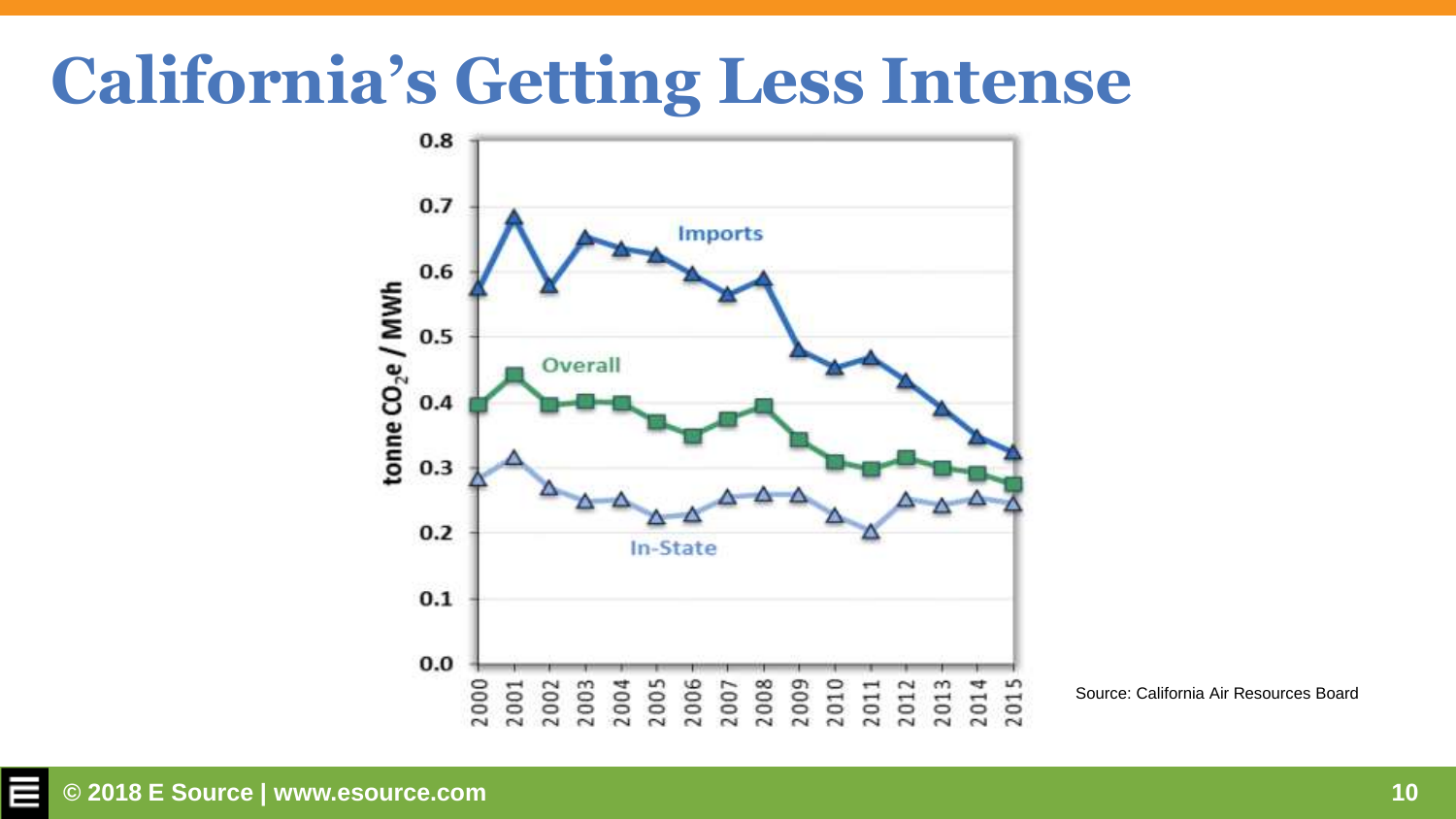# California's Getting Less Intense

Source: California Air Resources Board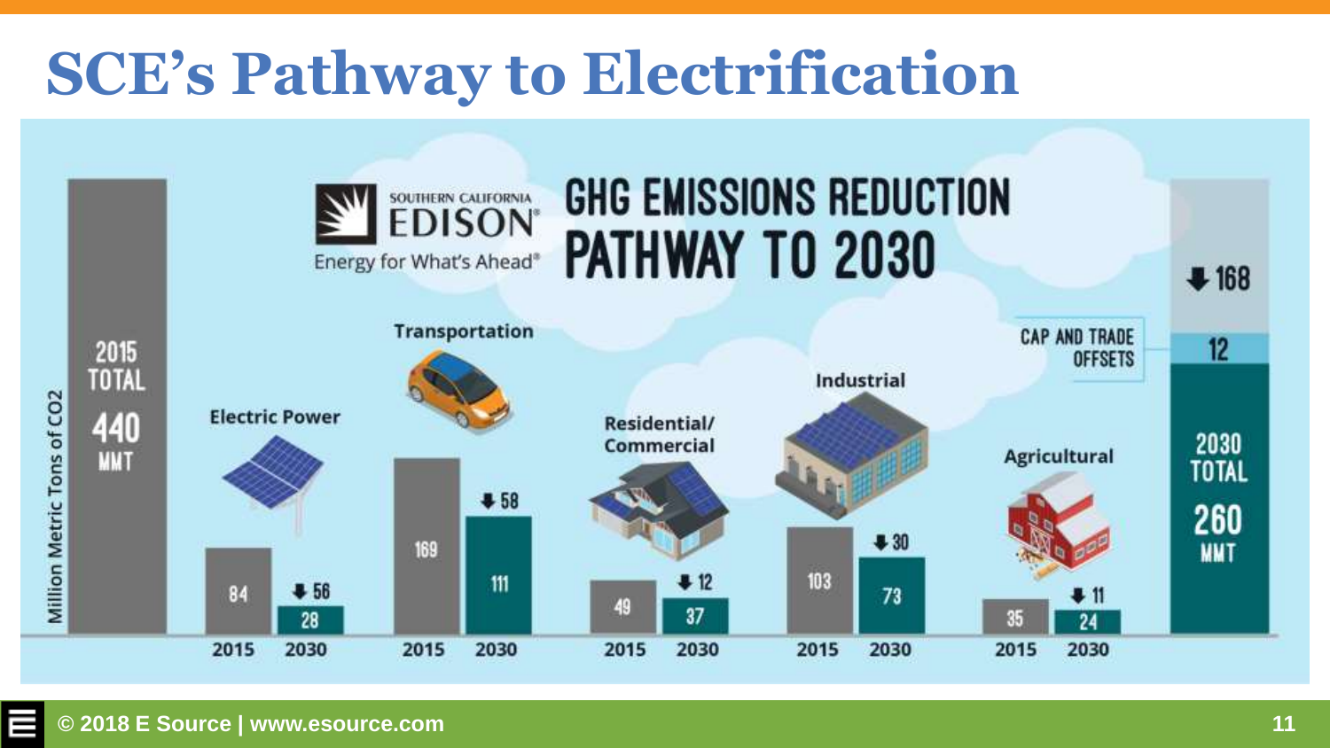# SCE's Pathway to Electrification

SOUTHERN CALIFORNIA EDISON

Energy for What's Ahead®

## GHG EMISSIONS REDUCTION PATHWAY TO 2030

Million Metric Tons of CO2

2015 TOTAL 440 MMT

| Sector | 2015 | 2030 | Reduction |
| --- | --- | --- | --- |
| Electric Power | 84 | 28 | ↓ 56 |
| Transportation | 169 | 111 | ↓ 58 |
| Residential/ Commercial | 49 | 37 | ↓ 12 |
| Industrial | 103 | 73 | ↓ 30 |
| Agricultural | 35 | 24 | ↓ 11 |

CAP AND TRADE OFFSETS: 12

↓ 168

2030 TOTAL 260 MMT

© 2018 E Source | www.esource.com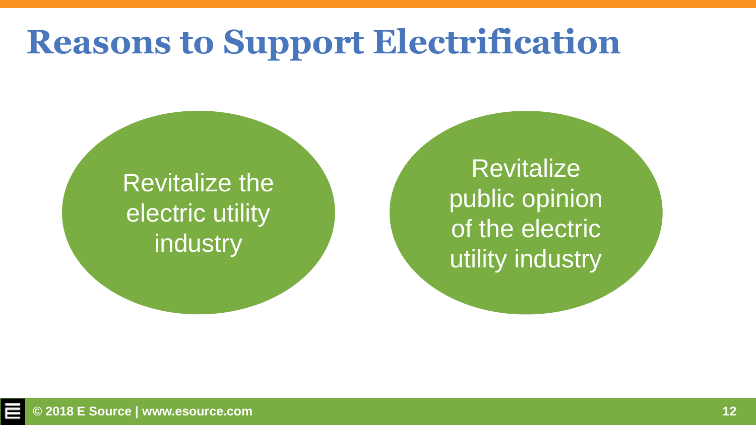# Reasons to Support Electrification

- Revitalize the electric utility industry
- Revitalize public opinion of the electric utility industry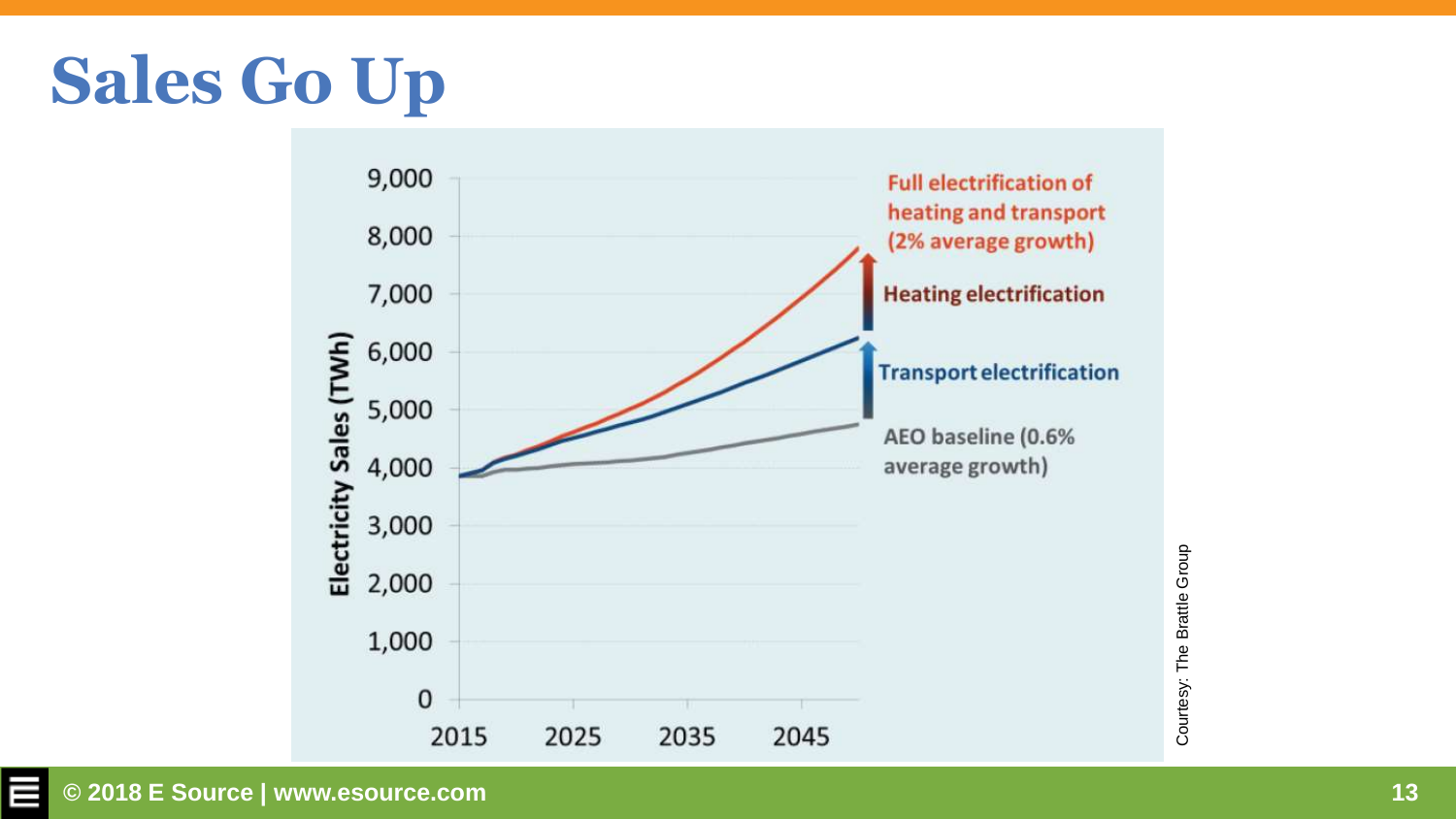# Sales Go Up

Electricity Sales (TWh)

9,000
8,000
7,000
6,000
5,000
4,000
3,000
2,000
1,000
0

2015 2025 2035 2045

Full electrification of heating and transport (2% average growth)

Heating electrification

Transport electrification

AEO baseline (0.6% average growth)

Courtesy: The Brattle Group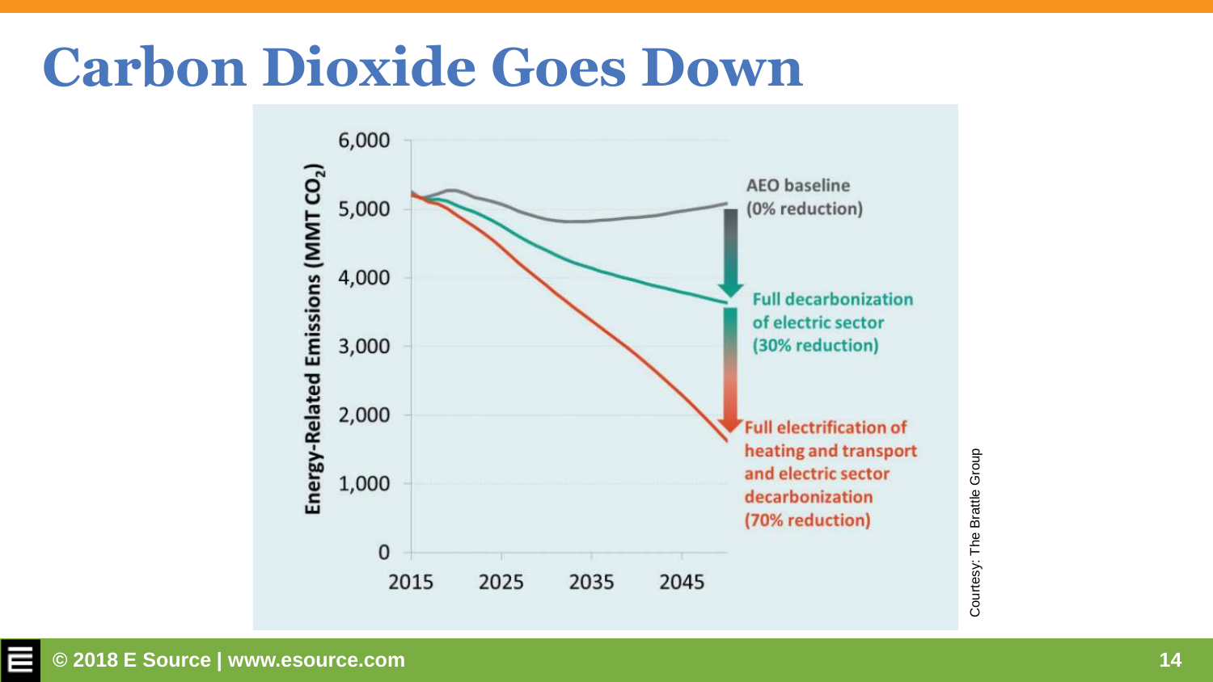# Carbon Dioxide Goes Down

Energy-Related Emissions (MMT $CO_2$)

6,000
5,000
4,000
3,000
2,000
1,000
0

2015 2025 2035 2045

AEO baseline (0% reduction)

Full decarbonization of electric sector (30% reduction)

Full electrification of heating and transport and electric sector decarbonization (70% reduction)

Courtesy: The Brattle Group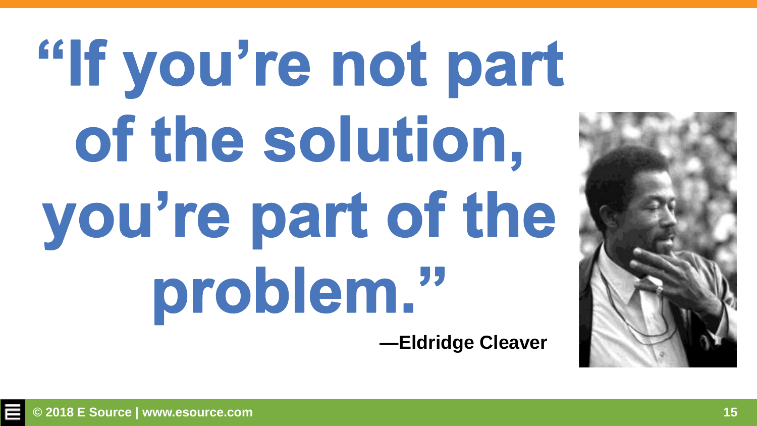# "If you're not part of the solution, you're part of the problem."

**—Eldridge Cleaver**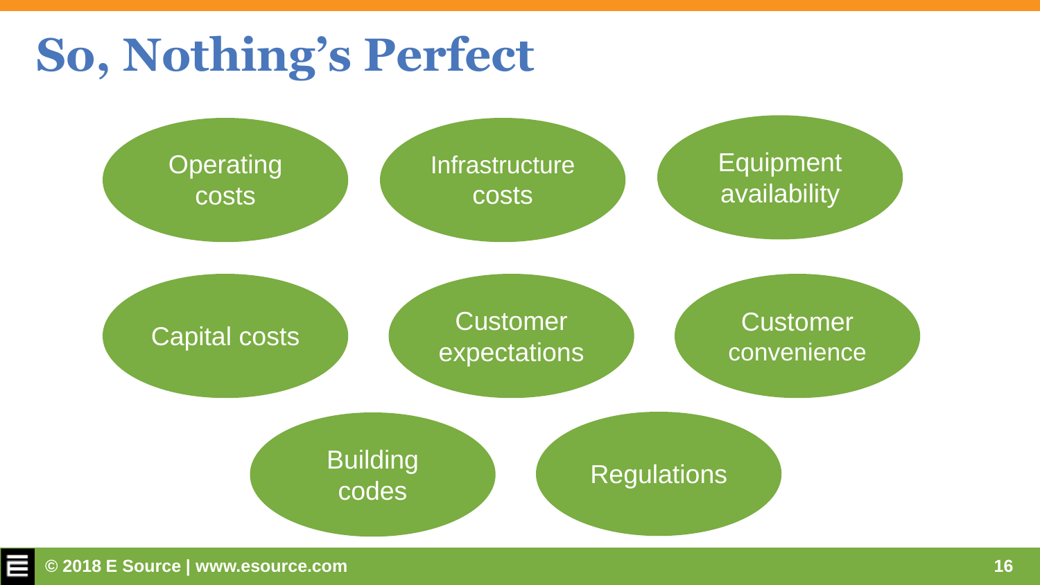# So, Nothing's Perfect

- Operating costs
- Infrastructure costs
- Equipment availability
- Capital costs
- Customer expectations
- Customer convenience
- Building codes
- Regulations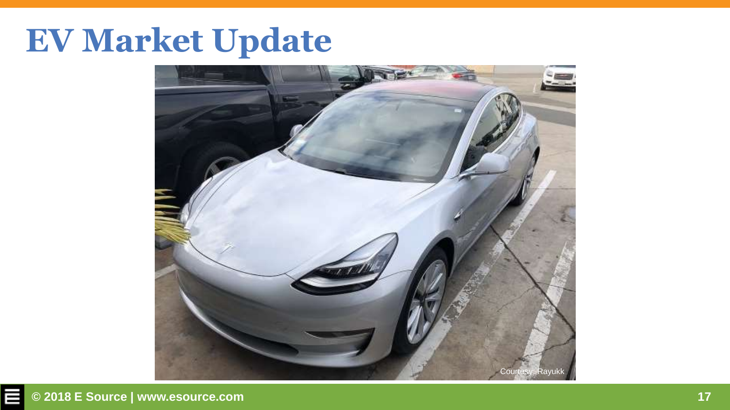# EV Market Update

Courtesy: Rayukk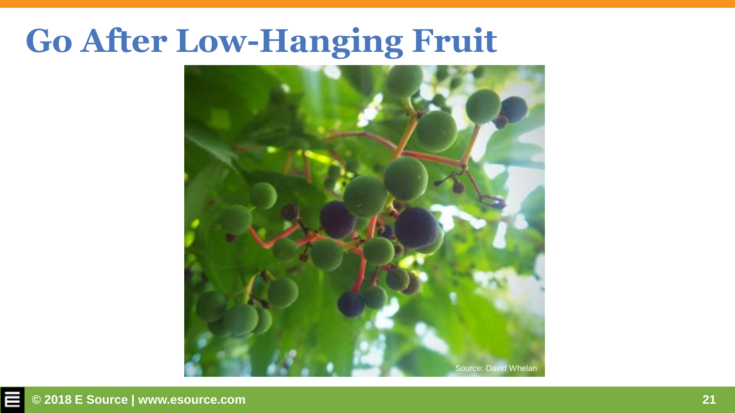# Go After Low-Hanging Fruit

Source: David Whelan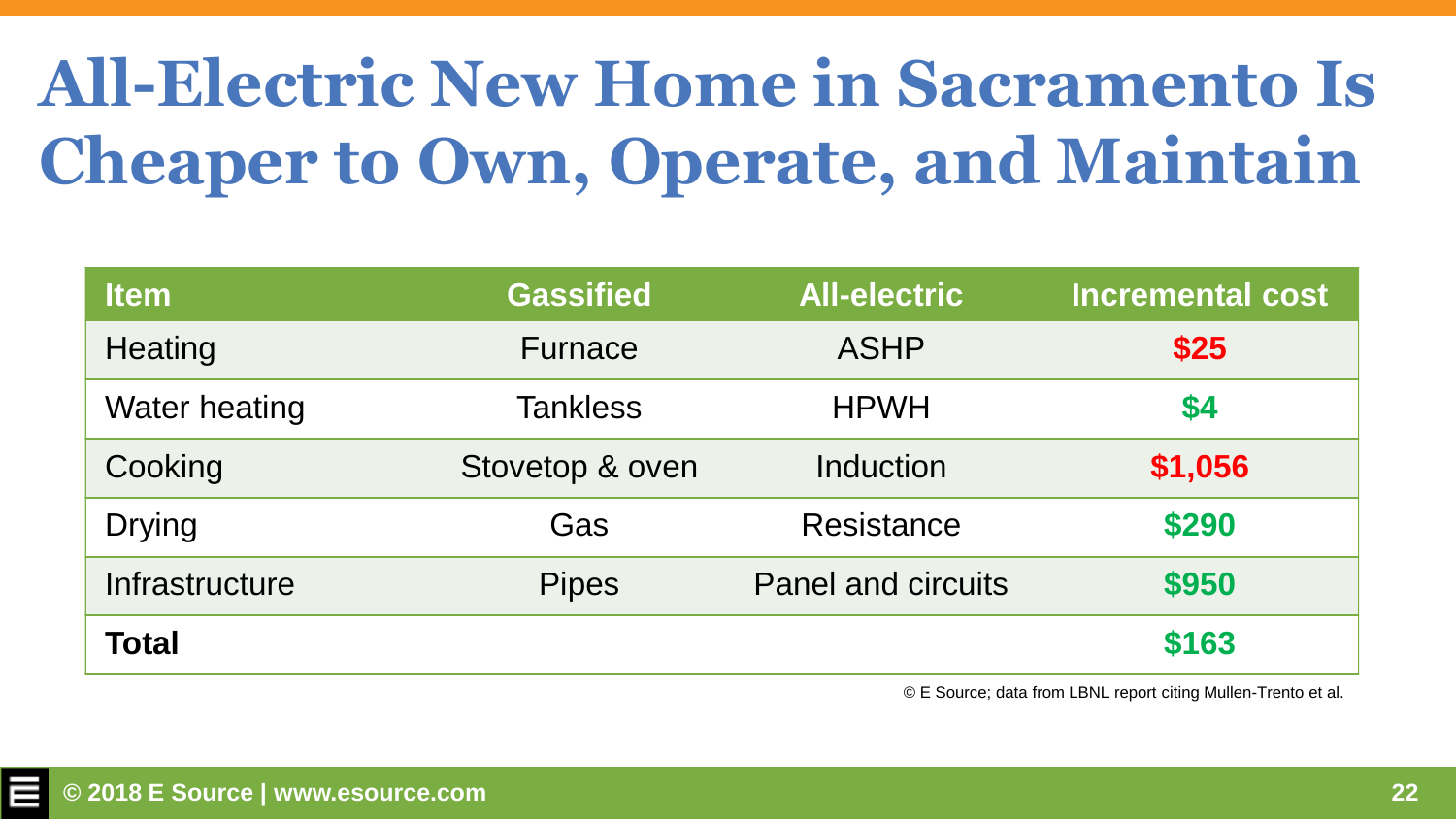# All-Electric New Home in Sacramento Is Cheaper to Own, Operate, and Maintain

| Item | Gassified | All-electric | Incremental cost |
|---|---|---|---|
| Heating | Furnace | ASHP | $25 |
| Water heating | Tankless | HPWH | $4 |
| Cooking | Stovetop & oven | Induction | $1,056 |
| Drying | Gas | Resistance | $290 |
| Infrastructure | Pipes | Panel and circuits | $950 |
| **Total** | | | $163 |

© E Source; data from LBNL report citing Mullen-Trento et al.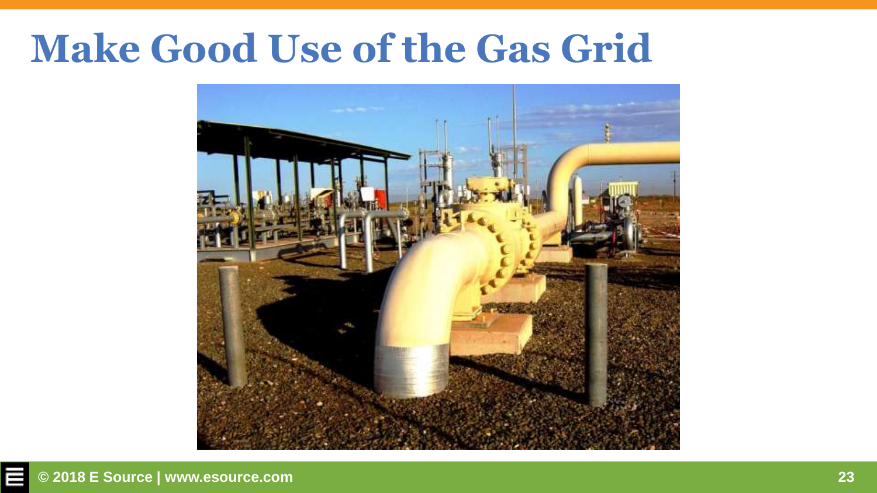# Make Good Use of the Gas Grid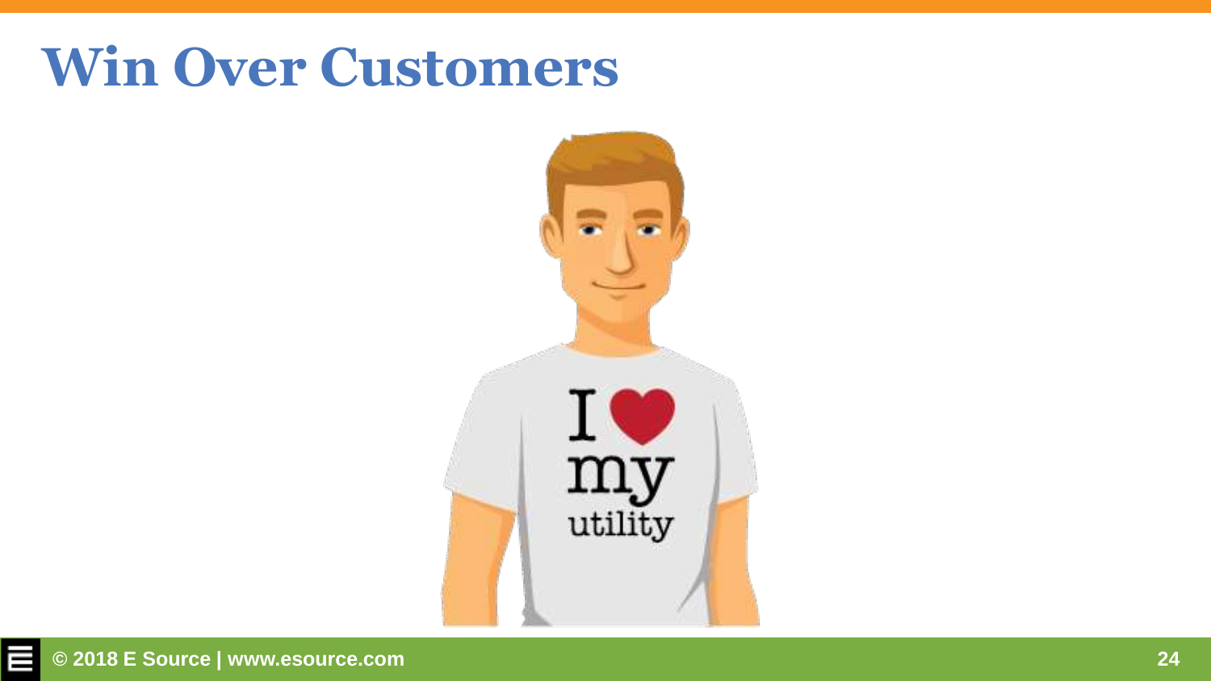# Win Over Customers

I ❤ my utility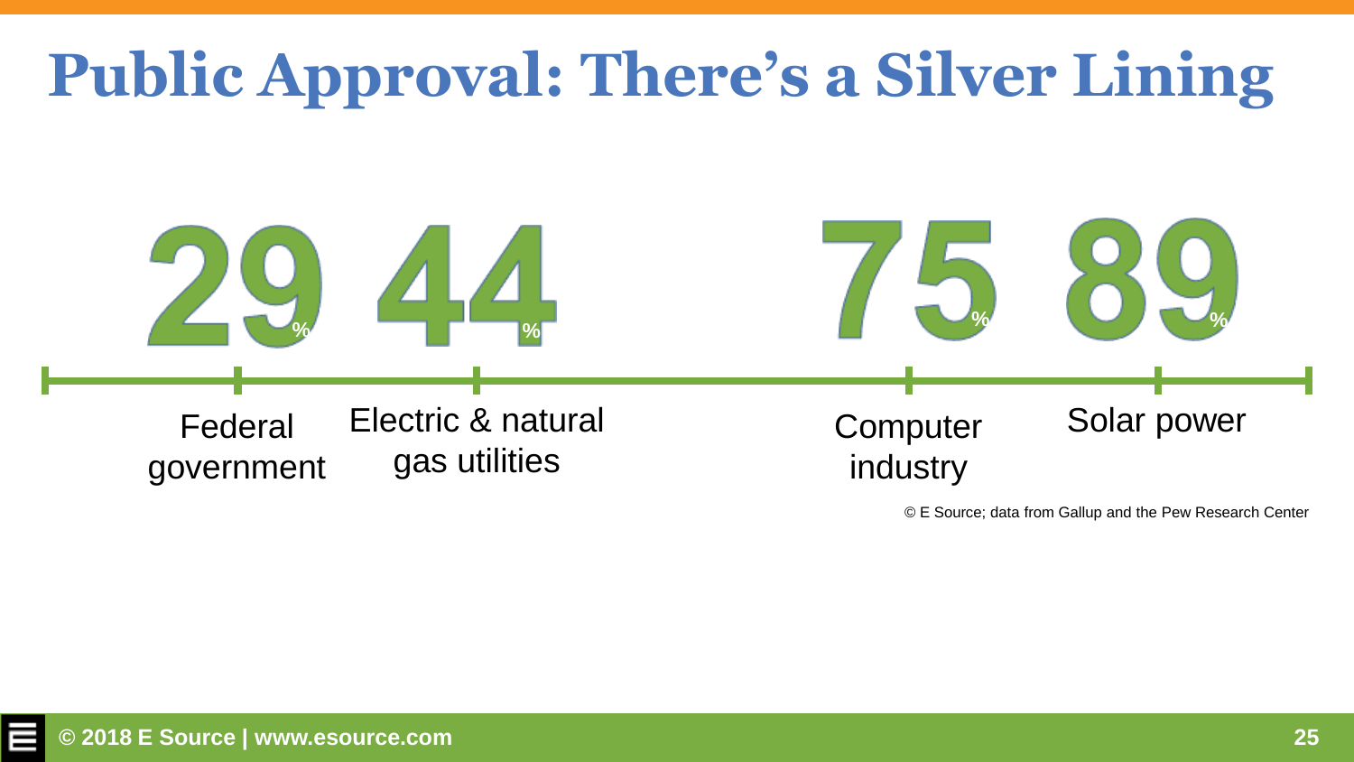# Public Approval: There's a Silver Lining

| Federal government | Electric & natural gas utilities | Computer industry | Solar power |
|---|---|---|---|
| 29% | 44% | 75% | 89% |

© E Source; data from Gallup and the Pew Research Center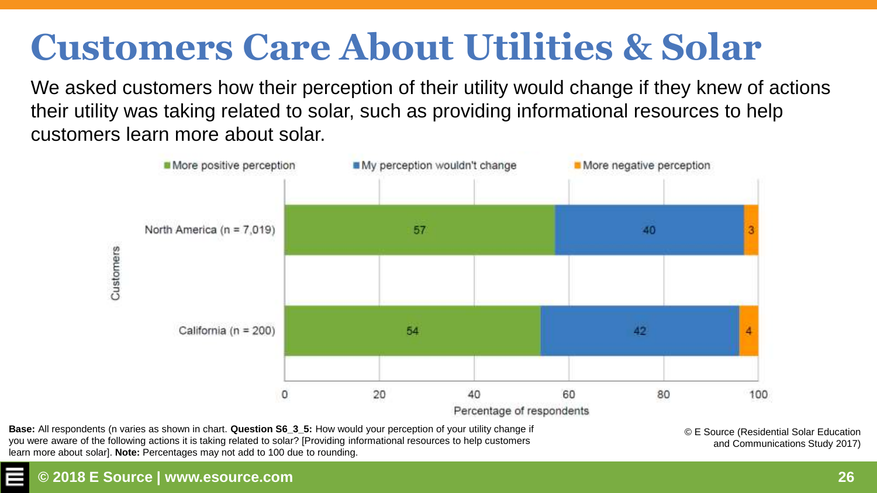# Customers Care About Utilities & Solar

We asked customers how their perception of their utility would change if they knew of actions their utility was taking related to solar, such as providing informational resources to help customers learn more about solar.

| Customers | More positive perception | My perception wouldn't change | More negative perception |
|---|---|---|---|
| North America (n = 7,019) | 57 | 40 | 3 |
| California (n = 200) | 54 | 42 | 4 |

Percentage of respondents

**Base:** All respondents (n varies as shown in chart. **Question S6_3_5:** How would your perception of your utility change if you were aware of the following actions it is taking related to solar? [Providing informational resources to help customers learn more about solar]. **Note:** Percentages may not add to 100 due to rounding.

© E Source (Residential Solar Education and Communications Study 2017)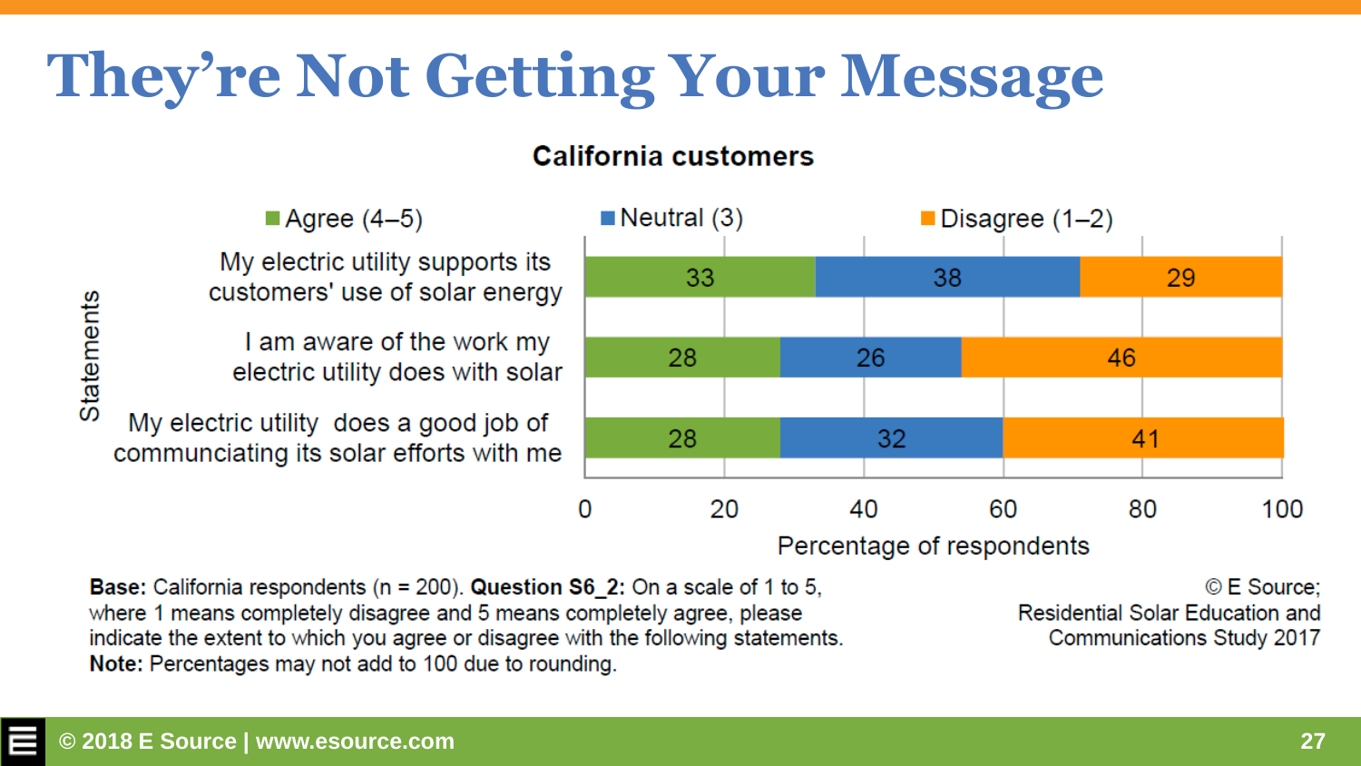# They're Not Getting Your Message

**California customers**

| Statements | Agree (4–5) | Neutral (3) | Disagree (1–2) |
|---|---|---|---|
| My electric utility supports its customers' use of solar energy | 33 | 38 | 29 |
| I am aware of the work my electric utility does with solar | 28 | 26 | 46 |
| My electric utility does a good job of communciating its solar efforts with me | 28 | 32 | 41 |

Percentage of respondents

**Base:** California respondents (n = 200). **Question S6_2:** On a scale of 1 to 5, where 1 means completely disagree and 5 means completely agree, please indicate the extent to which you agree or disagree with the following statements.
**Note:** Percentages may not add to 100 due to rounding.

© E Source; Residential Solar Education and Communications Study 2017

© 2018 E Source | www.esource.com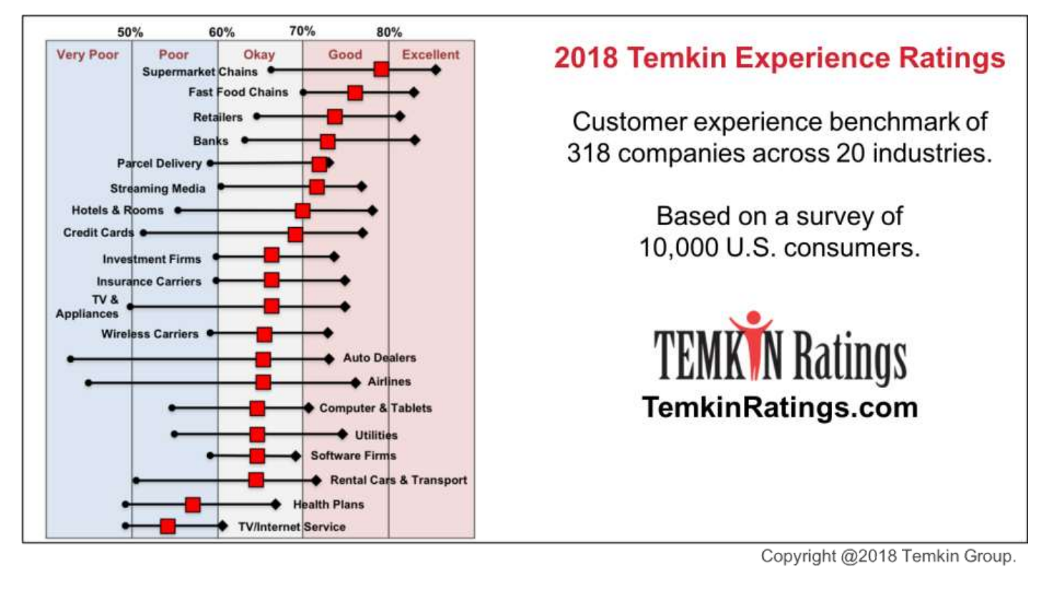## 2018 Temkin Experience Ratings

Customer experience benchmark of 318 companies across 20 industries.

Based on a survey of 10,000 U.S. consumers.

TEMKIN Ratings

TemkinRatings.com

| 50% | 60% | 70% | 80% | |
|---|---|---|---|---|
| Very Poor | Poor | Okay | Good | Excellent |

Supermarket Chains
Fast Food Chains
Retailers
Banks
Parcel Delivery
Streaming Media
Hotels & Rooms
Credit Cards
Investment Firms
Insurance Carriers
TV & Appliances
Wireless Carriers
Auto Dealers
Airlines
Computer & Tablets
Utilities
Software Firms
Rental Cars & Transport
Health Plans
TV/Internet Service

Copyright @2018 Temkin Group.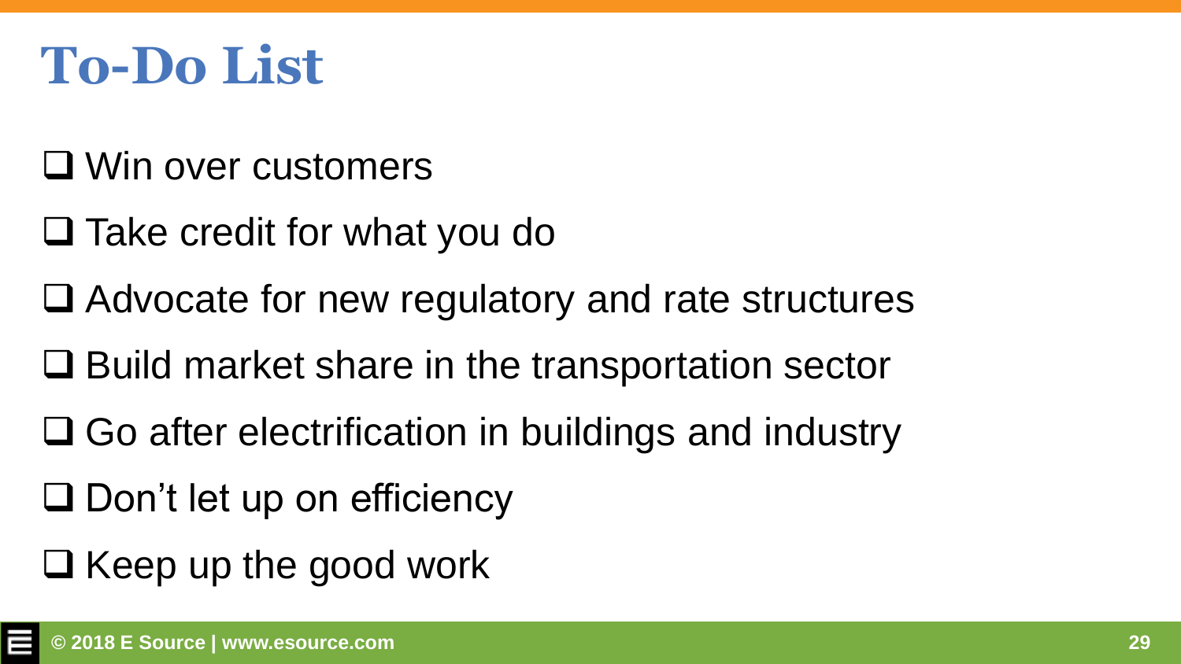# To-Do List

- ❑ Win over customers
- ❑ Take credit for what you do
- ❑ Advocate for new regulatory and rate structures
- ❑ Build market share in the transportation sector
- ❑ Go after electrification in buildings and industry
- ❑ Don't let up on efficiency
- ❑ Keep up the good work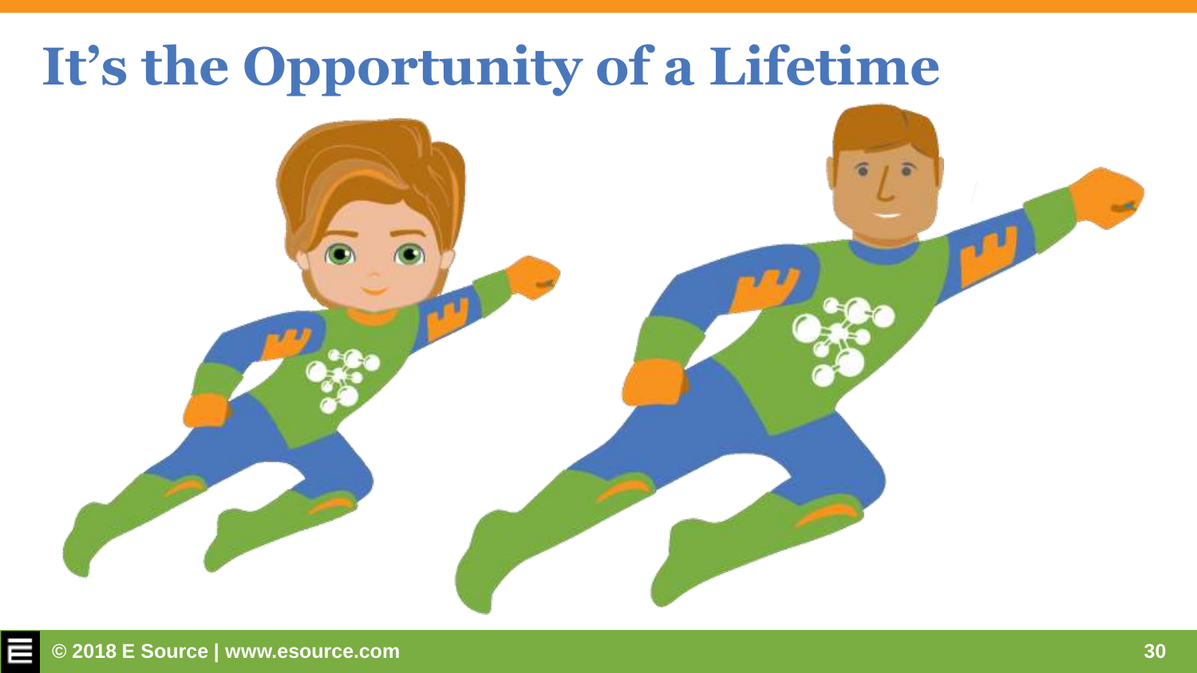# It’s the Opportunity of a Lifetime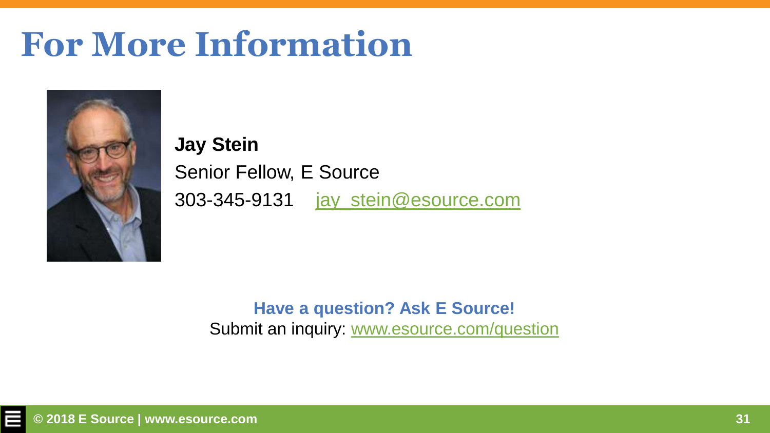# For More Information

**Jay Stein**

Senior Fellow, E Source

303-345-9131 jay_stein@esource.com

**Have a question? Ask E Source!**

Submit an inquiry: www.esource.com/question